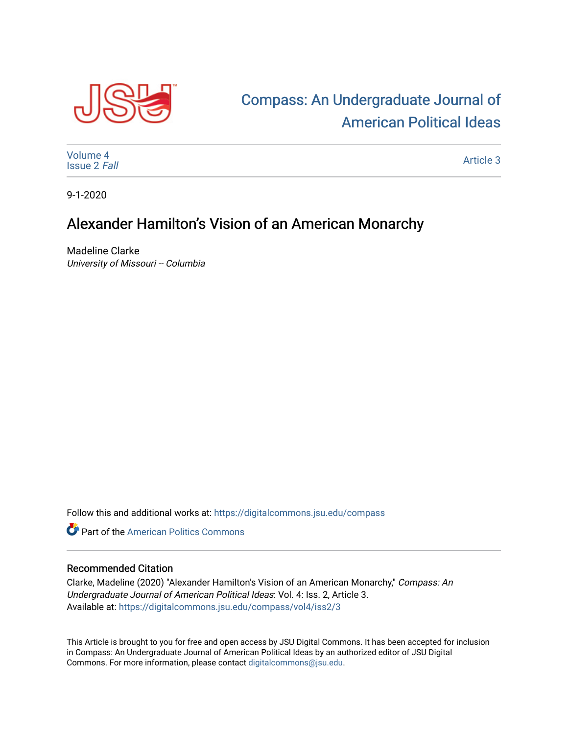Compass: An Undergraduate Journal of American Political Ideas

Volume 4
Issue 2 *Fall*

Article 3

9-1-2020

# Alexander Hamilton's Vision of an American Monarchy

Madeline Clarke
*University of Missouri -- Columbia*

Follow this and additional works at: https://digitalcommons.jsu.edu/compass

Part of the American Politics Commons

## Recommended Citation

Clarke, Madeline (2020) "Alexander Hamilton's Vision of an American Monarchy," *Compass: An Undergraduate Journal of American Political Ideas*: Vol. 4: Iss. 2, Article 3.
Available at: https://digitalcommons.jsu.edu/compass/vol4/iss2/3

This Article is brought to you for free and open access by JSU Digital Commons. It has been accepted for inclusion in Compass: An Undergraduate Journal of American Political Ideas by an authorized editor of JSU Digital Commons. For more information, please contact digitalcommons@jsu.edu.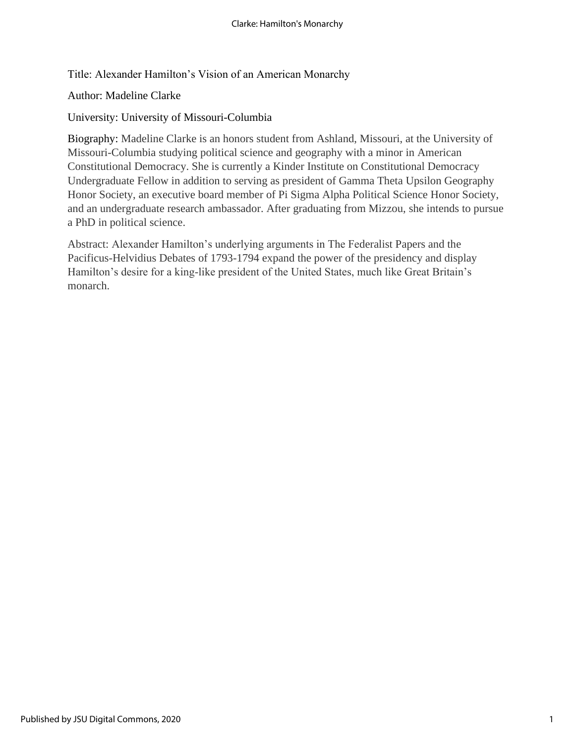Title: Alexander Hamilton's Vision of an American Monarchy

Author: Madeline Clarke

University: University of Missouri-Columbia

Biography: Madeline Clarke is an honors student from Ashland, Missouri, at the University of Missouri-Columbia studying political science and geography with a minor in American Constitutional Democracy. She is currently a Kinder Institute on Constitutional Democracy Undergraduate Fellow in addition to serving as president of Gamma Theta Upsilon Geography Honor Society, an executive board member of Pi Sigma Alpha Political Science Honor Society, and an undergraduate research ambassador. After graduating from Mizzou, she intends to pursue a PhD in political science.

Abstract: Alexander Hamilton's underlying arguments in The Federalist Papers and the Pacificus-Helvidius Debates of 1793-1794 expand the power of the presidency and display Hamilton's desire for a king-like president of the United States, much like Great Britain's monarch.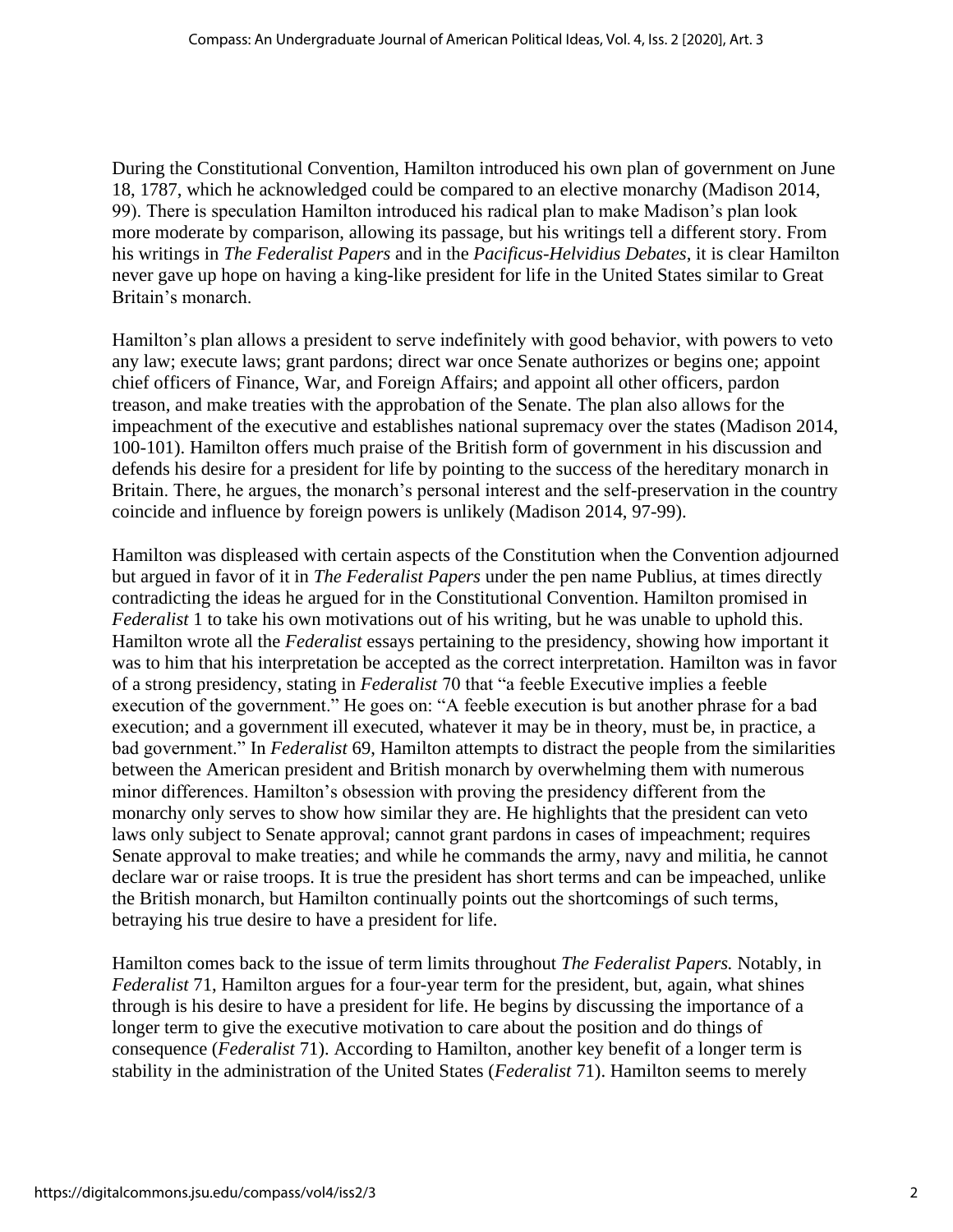During the Constitutional Convention, Hamilton introduced his own plan of government on June 18, 1787, which he acknowledged could be compared to an elective monarchy (Madison 2014, 99). There is speculation Hamilton introduced his radical plan to make Madison's plan look more moderate by comparison, allowing its passage, but his writings tell a different story. From his writings in *The Federalist Papers* and in the *Pacificus-Helvidius Debates*, it is clear Hamilton never gave up hope on having a king-like president for life in the United States similar to Great Britain's monarch.

Hamilton's plan allows a president to serve indefinitely with good behavior, with powers to veto any law; execute laws; grant pardons; direct war once Senate authorizes or begins one; appoint chief officers of Finance, War, and Foreign Affairs; and appoint all other officers, pardon treason, and make treaties with the approbation of the Senate. The plan also allows for the impeachment of the executive and establishes national supremacy over the states (Madison 2014, 100-101). Hamilton offers much praise of the British form of government in his discussion and defends his desire for a president for life by pointing to the success of the hereditary monarch in Britain. There, he argues, the monarch's personal interest and the self-preservation in the country coincide and influence by foreign powers is unlikely (Madison 2014, 97-99).

Hamilton was displeased with certain aspects of the Constitution when the Convention adjourned but argued in favor of it in *The Federalist Papers* under the pen name Publius, at times directly contradicting the ideas he argued for in the Constitutional Convention. Hamilton promised in *Federalist* 1 to take his own motivations out of his writing, but he was unable to uphold this. Hamilton wrote all the *Federalist* essays pertaining to the presidency, showing how important it was to him that his interpretation be accepted as the correct interpretation. Hamilton was in favor of a strong presidency, stating in *Federalist* 70 that "a feeble Executive implies a feeble execution of the government." He goes on: "A feeble execution is but another phrase for a bad execution; and a government ill executed, whatever it may be in theory, must be, in practice, a bad government." In *Federalist* 69, Hamilton attempts to distract the people from the similarities between the American president and British monarch by overwhelming them with numerous minor differences. Hamilton's obsession with proving the presidency different from the monarchy only serves to show how similar they are. He highlights that the president can veto laws only subject to Senate approval; cannot grant pardons in cases of impeachment; requires Senate approval to make treaties; and while he commands the army, navy and militia, he cannot declare war or raise troops. It is true the president has short terms and can be impeached, unlike the British monarch, but Hamilton continually points out the shortcomings of such terms, betraying his true desire to have a president for life.

Hamilton comes back to the issue of term limits throughout *The Federalist Papers.* Notably, in *Federalist* 71, Hamilton argues for a four-year term for the president, but, again, what shines through is his desire to have a president for life. He begins by discussing the importance of a longer term to give the executive motivation to care about the position and do things of consequence (*Federalist* 71). According to Hamilton, another key benefit of a longer term is stability in the administration of the United States (*Federalist* 71). Hamilton seems to merely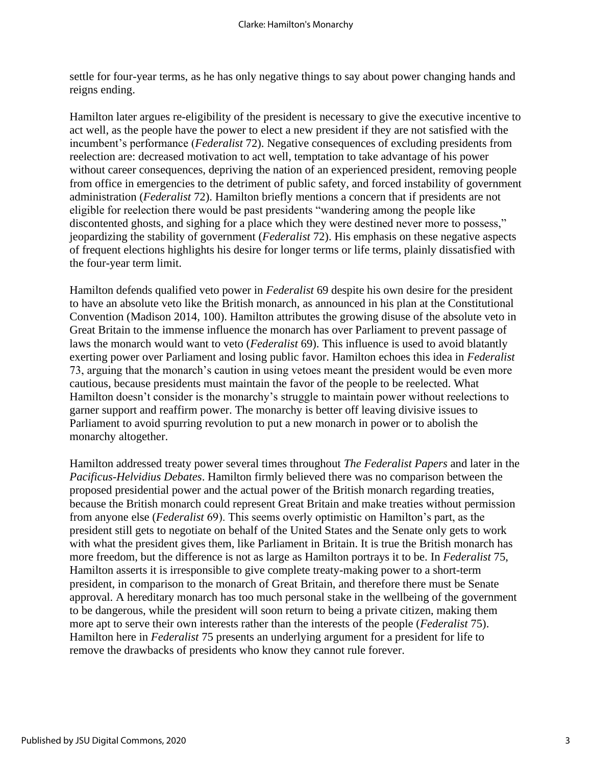settle for four-year terms, as he has only negative things to say about power changing hands and reigns ending.

Hamilton later argues re-eligibility of the president is necessary to give the executive incentive to act well, as the people have the power to elect a new president if they are not satisfied with the incumbent's performance (*Federalist* 72). Negative consequences of excluding presidents from reelection are: decreased motivation to act well, temptation to take advantage of his power without career consequences, depriving the nation of an experienced president, removing people from office in emergencies to the detriment of public safety, and forced instability of government administration (*Federalist* 72). Hamilton briefly mentions a concern that if presidents are not eligible for reelection there would be past presidents "wandering among the people like discontented ghosts, and sighing for a place which they were destined never more to possess," jeopardizing the stability of government (*Federalist* 72). His emphasis on these negative aspects of frequent elections highlights his desire for longer terms or life terms, plainly dissatisfied with the four-year term limit.

Hamilton defends qualified veto power in *Federalist* 69 despite his own desire for the president to have an absolute veto like the British monarch, as announced in his plan at the Constitutional Convention (Madison 2014, 100). Hamilton attributes the growing disuse of the absolute veto in Great Britain to the immense influence the monarch has over Parliament to prevent passage of laws the monarch would want to veto (*Federalist* 69). This influence is used to avoid blatantly exerting power over Parliament and losing public favor. Hamilton echoes this idea in *Federalist* 73, arguing that the monarch's caution in using vetoes meant the president would be even more cautious, because presidents must maintain the favor of the people to be reelected. What Hamilton doesn't consider is the monarchy's struggle to maintain power without reelections to garner support and reaffirm power. The monarchy is better off leaving divisive issues to Parliament to avoid spurring revolution to put a new monarch in power or to abolish the monarchy altogether.

Hamilton addressed treaty power several times throughout *The Federalist Papers* and later in the *Pacificus-Helvidius Debates*. Hamilton firmly believed there was no comparison between the proposed presidential power and the actual power of the British monarch regarding treaties, because the British monarch could represent Great Britain and make treaties without permission from anyone else (*Federalist 69*). This seems overly optimistic on Hamilton's part, as the president still gets to negotiate on behalf of the United States and the Senate only gets to work with what the president gives them, like Parliament in Britain. It is true the British monarch has more freedom, but the difference is not as large as Hamilton portrays it to be. In *Federalist* 75, Hamilton asserts it is irresponsible to give complete treaty-making power to a short-term president, in comparison to the monarch of Great Britain, and therefore there must be Senate approval. A hereditary monarch has too much personal stake in the wellbeing of the government to be dangerous, while the president will soon return to being a private citizen, making them more apt to serve their own interests rather than the interests of the people (*Federalist* 75). Hamilton here in *Federalist* 75 presents an underlying argument for a president for life to remove the drawbacks of presidents who know they cannot rule forever.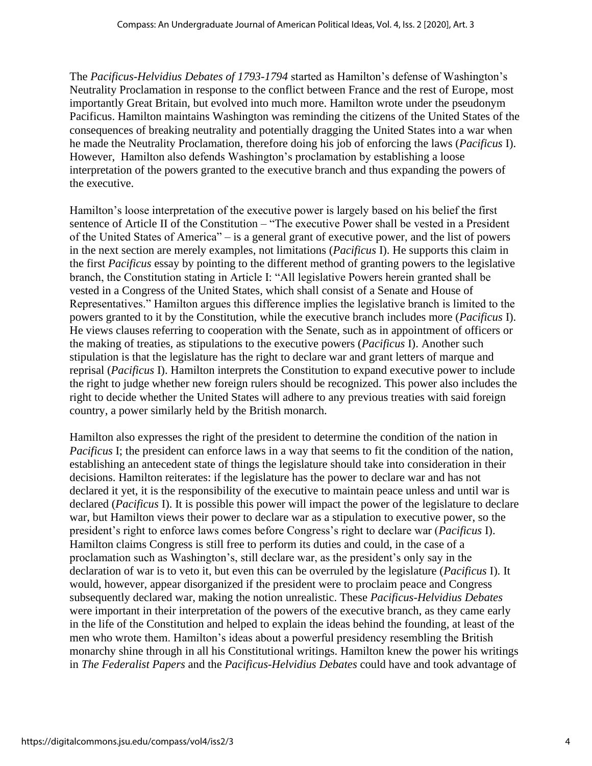The *Pacificus-Helvidius Debates of 1793-1794* started as Hamilton's defense of Washington's Neutrality Proclamation in response to the conflict between France and the rest of Europe, most importantly Great Britain, but evolved into much more. Hamilton wrote under the pseudonym Pacificus. Hamilton maintains Washington was reminding the citizens of the United States of the consequences of breaking neutrality and potentially dragging the United States into a war when he made the Neutrality Proclamation, therefore doing his job of enforcing the laws (*Pacificus* I). However, Hamilton also defends Washington's proclamation by establishing a loose interpretation of the powers granted to the executive branch and thus expanding the powers of the executive.

Hamilton's loose interpretation of the executive power is largely based on his belief the first sentence of Article II of the Constitution – "The executive Power shall be vested in a President of the United States of America" – is a general grant of executive power, and the list of powers in the next section are merely examples, not limitations (*Pacificus* I). He supports this claim in the first *Pacificus* essay by pointing to the different method of granting powers to the legislative branch, the Constitution stating in Article I: "All legislative Powers herein granted shall be vested in a Congress of the United States, which shall consist of a Senate and House of Representatives." Hamilton argues this difference implies the legislative branch is limited to the powers granted to it by the Constitution, while the executive branch includes more (*Pacificus* I). He views clauses referring to cooperation with the Senate, such as in appointment of officers or the making of treaties, as stipulations to the executive powers (*Pacificus* I). Another such stipulation is that the legislature has the right to declare war and grant letters of marque and reprisal (*Pacificus* I). Hamilton interprets the Constitution to expand executive power to include the right to judge whether new foreign rulers should be recognized. This power also includes the right to decide whether the United States will adhere to any previous treaties with said foreign country, a power similarly held by the British monarch.

Hamilton also expresses the right of the president to determine the condition of the nation in *Pacificus* I; the president can enforce laws in a way that seems to fit the condition of the nation, establishing an antecedent state of things the legislature should take into consideration in their decisions. Hamilton reiterates: if the legislature has the power to declare war and has not declared it yet, it is the responsibility of the executive to maintain peace unless and until war is declared (*Pacificus* I). It is possible this power will impact the power of the legislature to declare war, but Hamilton views their power to declare war as a stipulation to executive power, so the president's right to enforce laws comes before Congress's right to declare war (*Pacificus* I). Hamilton claims Congress is still free to perform its duties and could, in the case of a proclamation such as Washington's, still declare war, as the president's only say in the declaration of war is to veto it, but even this can be overruled by the legislature (*Pacificus* I). It would, however, appear disorganized if the president were to proclaim peace and Congress subsequently declared war, making the notion unrealistic. These *Pacificus-Helvidius Debates* were important in their interpretation of the powers of the executive branch, as they came early in the life of the Constitution and helped to explain the ideas behind the founding, at least of the men who wrote them. Hamilton's ideas about a powerful presidency resembling the British monarchy shine through in all his Constitutional writings. Hamilton knew the power his writings in *The Federalist Papers* and the *Pacificus-Helvidius Debates* could have and took advantage of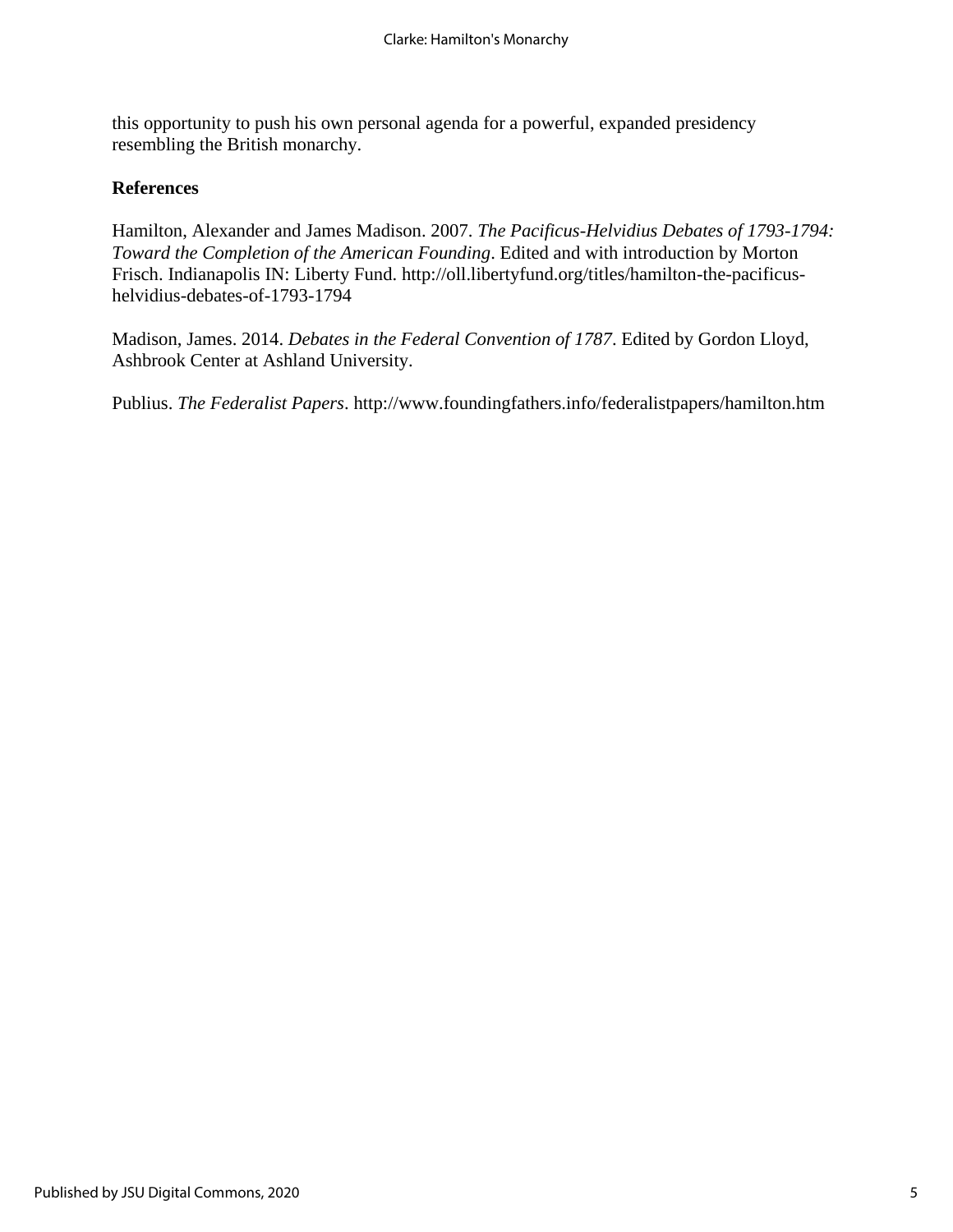this opportunity to push his own personal agenda for a powerful, expanded presidency resembling the British monarchy.

## References

Hamilton, Alexander and James Madison. 2007. *The Pacificus-Helvidius Debates of 1793-1794: Toward the Completion of the American Founding*. Edited and with introduction by Morton Frisch. Indianapolis IN: Liberty Fund. http://oll.libertyfund.org/titles/hamilton-the-pacificus-helvidius-debates-of-1793-1794

Madison, James. 2014. *Debates in the Federal Convention of 1787*. Edited by Gordon Lloyd, Ashbrook Center at Ashland University.

Publius. *The Federalist Papers*. http://www.foundingfathers.info/federalistpapers/hamilton.htm